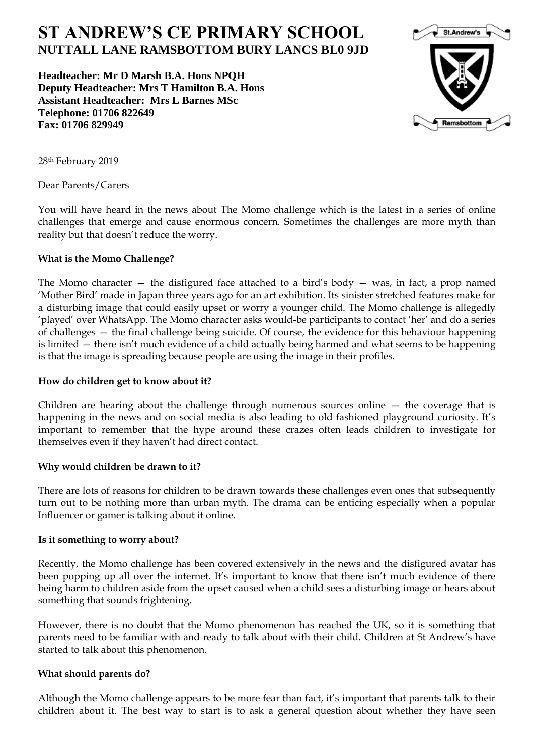# ST ANDREW'S CE PRIMARY SCHOOL
## NUTTALL LANE RAMSBOTTOM BURY LANCS BL0 9JD

**Headteacher: Mr D Marsh B.A. Hons NPQH**
**Deputy Headteacher: Mrs T Hamilton B.A. Hons**
**Assistant Headteacher: Mrs L Barnes MSc**
**Telephone: 01706 822649**
**Fax: 01706 829949**

28th February 2019

Dear Parents/Carers

You will have heard in the news about The Momo challenge which is the latest in a series of online challenges that emerge and cause enormous concern. Sometimes the challenges are more myth than reality but that doesn't reduce the worry.

**What is the Momo Challenge?**

The Momo character — the disfigured face attached to a bird's body — was, in fact, a prop named 'Mother Bird' made in Japan three years ago for an art exhibition. Its sinister stretched features make for a disturbing image that could easily upset or worry a younger child. The Momo challenge is allegedly 'played' over WhatsApp. The Momo character asks would-be participants to contact 'her' and do a series of challenges — the final challenge being suicide. Of course, the evidence for this behaviour happening is limited — there isn't much evidence of a child actually being harmed and what seems to be happening is that the image is spreading because people are using the image in their profiles.

**How do children get to know about it?**

Children are hearing about the challenge through numerous sources online — the coverage that is happening in the news and on social media is also leading to old fashioned playground curiosity. It's important to remember that the hype around these crazes often leads children to investigate for themselves even if they haven't had direct contact.

**Why would children be drawn to it?**

There are lots of reasons for children to be drawn towards these challenges even ones that subsequently turn out to be nothing more than urban myth. The drama can be enticing especially when a popular Influencer or gamer is talking about it online.

**Is it something to worry about?**

Recently, the Momo challenge has been covered extensively in the news and the disfigured avatar has been popping up all over the internet. It's important to know that there isn't much evidence of there being harm to children aside from the upset caused when a child sees a disturbing image or hears about something that sounds frightening.

However, there is no doubt that the Momo phenomenon has reached the UK, so it is something that parents need to be familiar with and ready to talk about with their child. Children at St Andrew's have started to talk about this phenomenon.

**What should parents do?**

Although the Momo challenge appears to be more fear than fact, it's important that parents talk to their children about it. The best way to start is to ask a general question about whether they have seen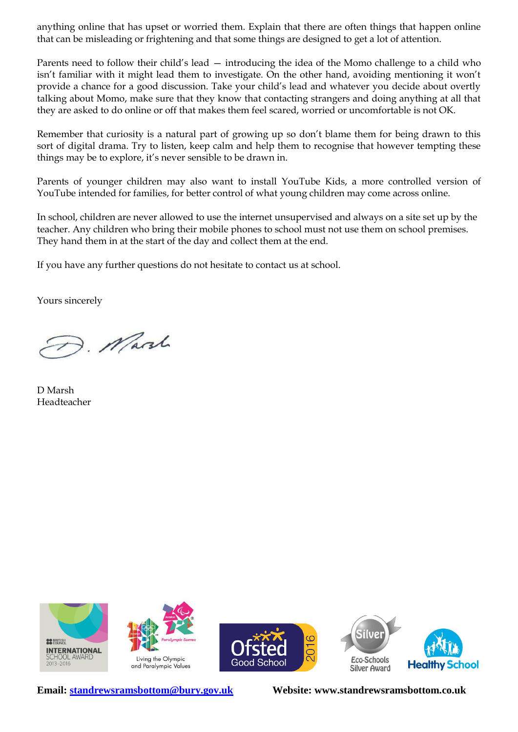anything online that has upset or worried them. Explain that there are often things that happen online that can be misleading or frightening and that some things are designed to get a lot of attention.

Parents need to follow their child's lead — introducing the idea of the Momo challenge to a child who isn't familiar with it might lead them to investigate. On the other hand, avoiding mentioning it won't provide a chance for a good discussion. Take your child's lead and whatever you decide about overtly talking about Momo, make sure that they know that contacting strangers and doing anything at all that they are asked to do online or off that makes them feel scared, worried or uncomfortable is not OK.

Remember that curiosity is a natural part of growing up so don't blame them for being drawn to this sort of digital drama. Try to listen, keep calm and help them to recognise that however tempting these things may be to explore, it's never sensible to be drawn in.

Parents of younger children may also want to install YouTube Kids, a more controlled version of YouTube intended for families, for better control of what young children may come across online.

In school, children are never allowed to use the internet unsupervised and always on a site set up by the teacher. Any children who bring their mobile phones to school must not use them on school premises. They hand them in at the start of the day and collect them at the end.

If you have any further questions do not hesitate to contact us at school.

Yours sincerely

D. Marsh

D Marsh
Headteacher

BRITISH COUNCIL INTERNATIONAL SCHOOL AWARD 2013-2016

Living the Olympic and Paralympic Values

Ofsted Good School 2016

Silver Eco-Schools Silver Award

Healthy School

**Email: standrewsramsbottom@bury.gov.uk** **Website: www.standrewsramsbottom.co.uk**